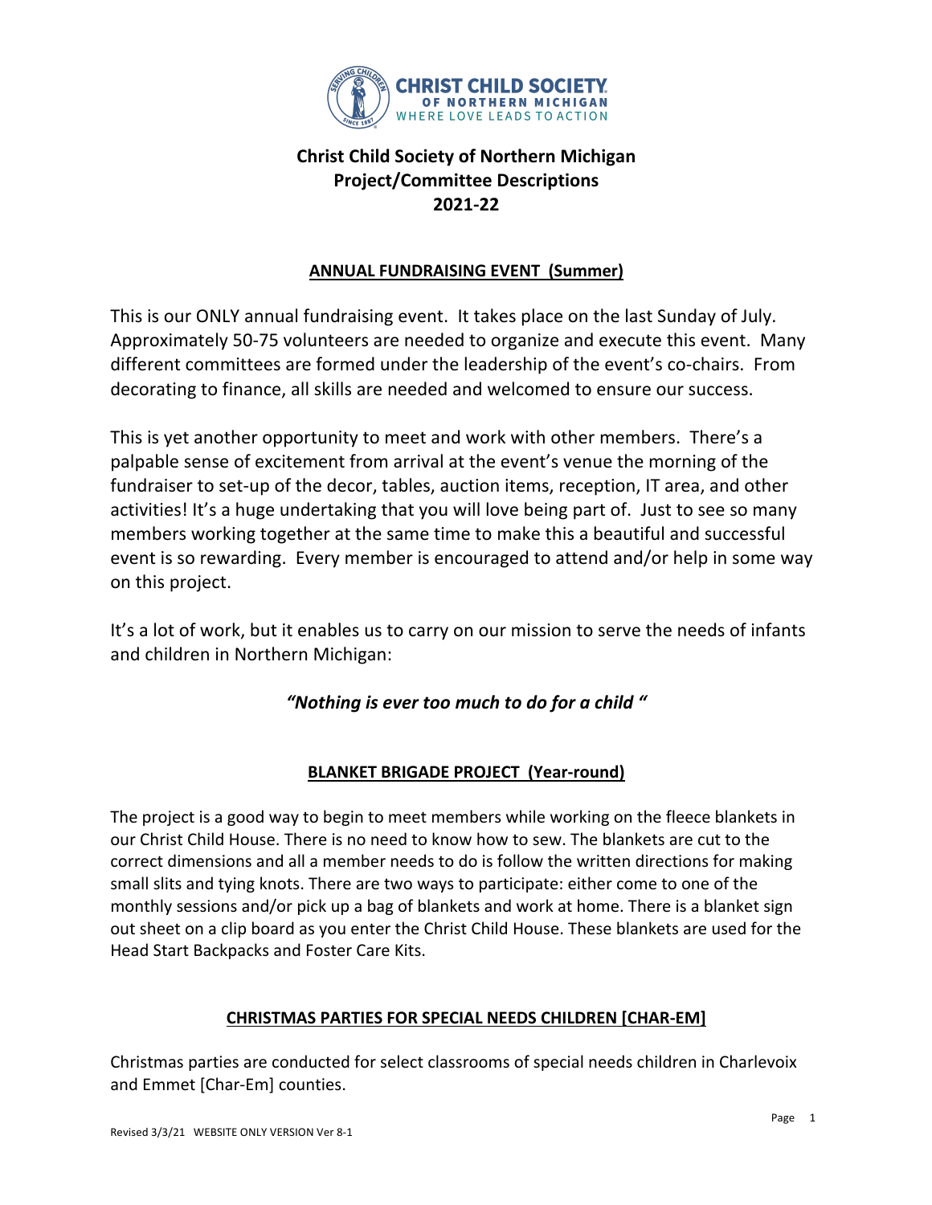# Christ Child Society of Northern Michigan
# Project/Committee Descriptions
# 2021-22

## ANNUAL FUNDRAISING EVENT (Summer)

This is our ONLY annual fundraising event. It takes place on the last Sunday of July. Approximately 50-75 volunteers are needed to organize and execute this event. Many different committees are formed under the leadership of the event's co-chairs. From decorating to finance, all skills are needed and welcomed to ensure our success.

This is yet another opportunity to meet and work with other members. There's a palpable sense of excitement from arrival at the event's venue the morning of the fundraiser to set-up of the decor, tables, auction items, reception, IT area, and other activities! It's a huge undertaking that you will love being part of. Just to see so many members working together at the same time to make this a beautiful and successful event is so rewarding. Every member is encouraged to attend and/or help in some way on this project.

It's a lot of work, but it enables us to carry on our mission to serve the needs of infants and children in Northern Michigan:

*"Nothing is ever too much to do for a child "*

## BLANKET BRIGADE PROJECT (Year-round)

The project is a good way to begin to meet members while working on the fleece blankets in our Christ Child House. There is no need to know how to sew. The blankets are cut to the correct dimensions and all a member needs to do is follow the written directions for making small slits and tying knots. There are two ways to participate: either come to one of the monthly sessions and/or pick up a bag of blankets and work at home. There is a blanket sign out sheet on a clip board as you enter the Christ Child House. These blankets are used for the Head Start Backpacks and Foster Care Kits.

## CHRISTMAS PARTIES FOR SPECIAL NEEDS CHILDREN [CHAR-EM]

Christmas parties are conducted for select classrooms of special needs children in Charlevoix and Emmet [Char-Em] counties.

Revised 3/3/21 WEBSITE ONLY VERSION Ver 8-1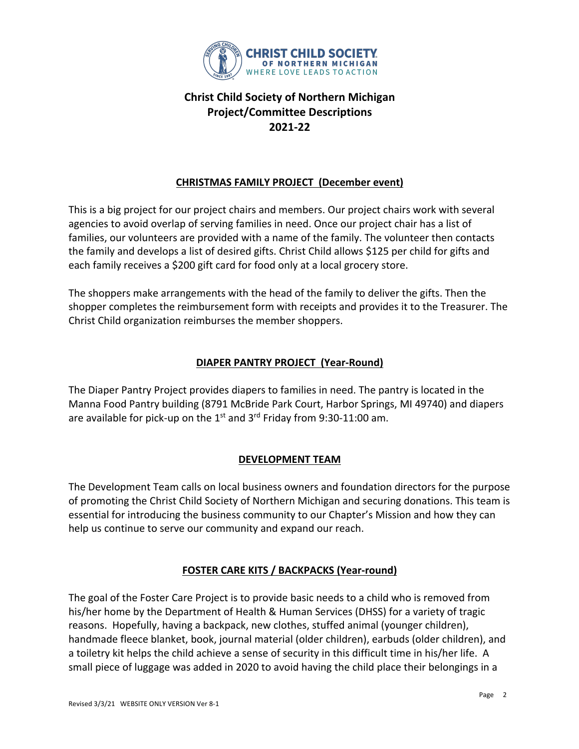# Christ Child Society of Northern Michigan
# Project/Committee Descriptions
# 2021-22

## CHRISTMAS FAMILY PROJECT (December event)

This is a big project for our project chairs and members. Our project chairs work with several agencies to avoid overlap of serving families in need. Once our project chair has a list of families, our volunteers are provided with a name of the family. The volunteer then contacts the family and develops a list of desired gifts. Christ Child allows $125 per child for gifts and each family receives a $200 gift card for food only at a local grocery store.

The shoppers make arrangements with the head of the family to deliver the gifts. Then the shopper completes the reimbursement form with receipts and provides it to the Treasurer. The Christ Child organization reimburses the member shoppers.

## DIAPER PANTRY PROJECT (Year-Round)

The Diaper Pantry Project provides diapers to families in need. The pantry is located in the Manna Food Pantry building (8791 McBride Park Court, Harbor Springs, MI 49740) and diapers are available for pick-up on the 1st and 3rd Friday from 9:30-11:00 am.

## DEVELOPMENT TEAM

The Development Team calls on local business owners and foundation directors for the purpose of promoting the Christ Child Society of Northern Michigan and securing donations. This team is essential for introducing the business community to our Chapter's Mission and how they can help us continue to serve our community and expand our reach.

## FOSTER CARE KITS / BACKPACKS (Year-round)

The goal of the Foster Care Project is to provide basic needs to a child who is removed from his/her home by the Department of Health & Human Services (DHSS) for a variety of tragic reasons. Hopefully, having a backpack, new clothes, stuffed animal (younger children), handmade fleece blanket, book, journal material (older children), earbuds (older children), and a toiletry kit helps the child achieve a sense of security in this difficult time in his/her life. A small piece of luggage was added in 2020 to avoid having the child place their belongings in a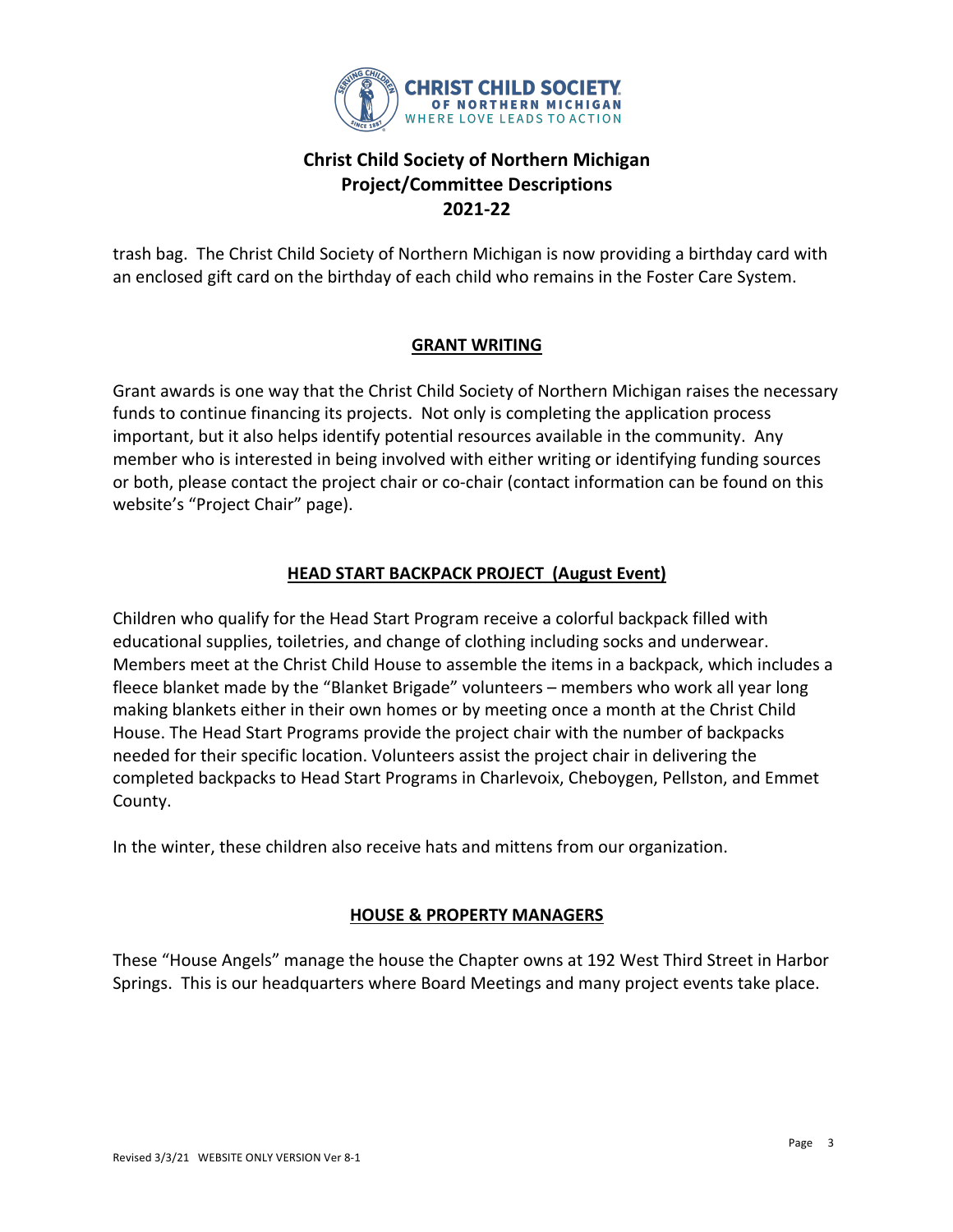trash bag. The Christ Child Society of Northern Michigan is now providing a birthday card with an enclosed gift card on the birthday of each child who remains in the Foster Care System.

## GRANT WRITING

Grant awards is one way that the Christ Child Society of Northern Michigan raises the necessary funds to continue financing its projects. Not only is completing the application process important, but it also helps identify potential resources available in the community. Any member who is interested in being involved with either writing or identifying funding sources or both, please contact the project chair or co-chair (contact information can be found on this website's "Project Chair" page).

## HEAD START BACKPACK PROJECT (August Event)

Children who qualify for the Head Start Program receive a colorful backpack filled with educational supplies, toiletries, and change of clothing including socks and underwear. Members meet at the Christ Child House to assemble the items in a backpack, which includes a fleece blanket made by the "Blanket Brigade" volunteers – members who work all year long making blankets either in their own homes or by meeting once a month at the Christ Child House. The Head Start Programs provide the project chair with the number of backpacks needed for their specific location. Volunteers assist the project chair in delivering the completed backpacks to Head Start Programs in Charlevoix, Cheboygen, Pellston, and Emmet County.

In the winter, these children also receive hats and mittens from our organization.

## HOUSE & PROPERTY MANAGERS

These "House Angels" manage the house the Chapter owns at 192 West Third Street in Harbor Springs. This is our headquarters where Board Meetings and many project events take place.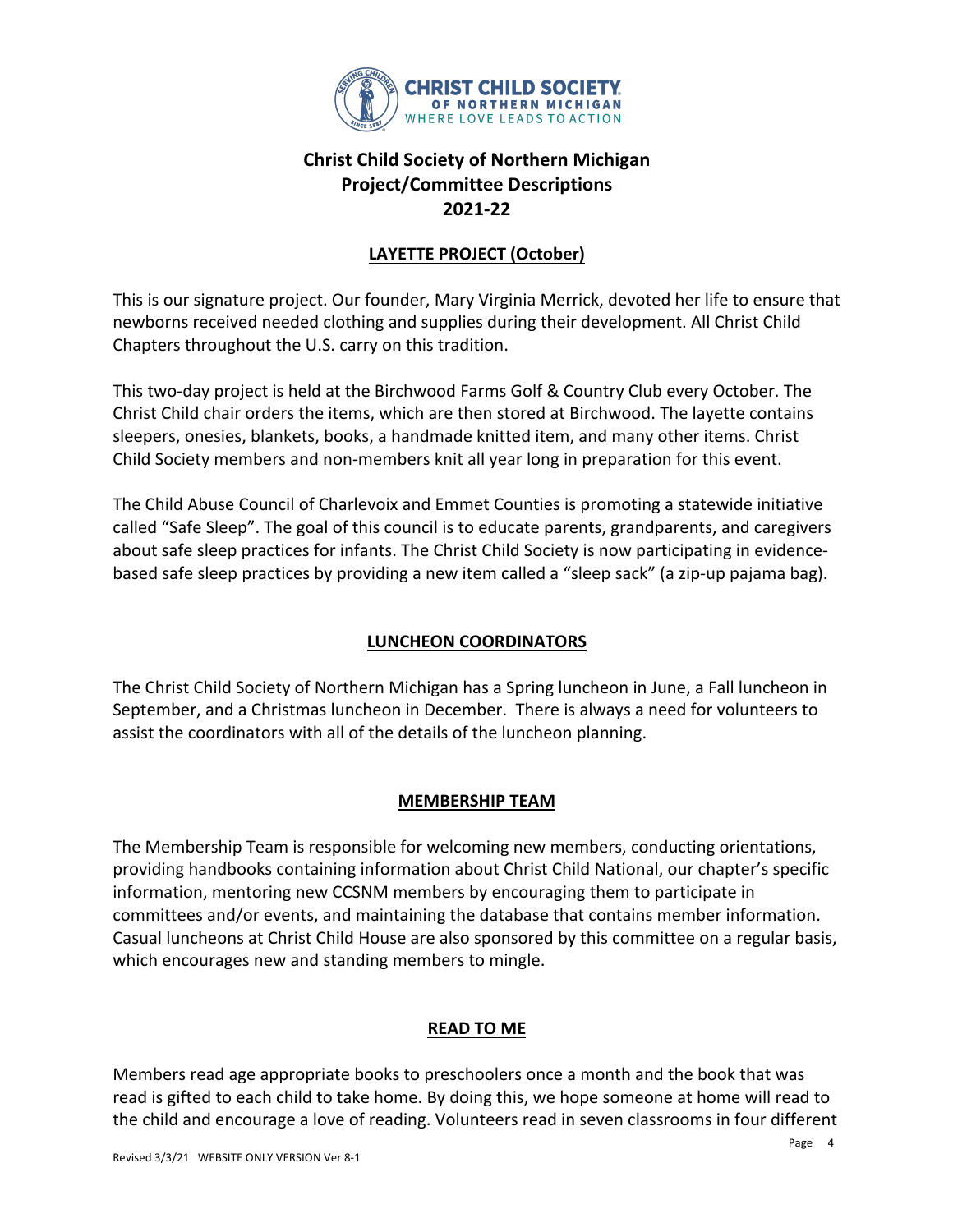# Christ Child Society of Northern Michigan
# Project/Committee Descriptions
# 2021-22

## LAYETTE PROJECT (October)

This is our signature project. Our founder, Mary Virginia Merrick, devoted her life to ensure that newborns received needed clothing and supplies during their development. All Christ Child Chapters throughout the U.S. carry on this tradition.

This two-day project is held at the Birchwood Farms Golf & Country Club every October. The Christ Child chair orders the items, which are then stored at Birchwood. The layette contains sleepers, onesies, blankets, books, a handmade knitted item, and many other items. Christ Child Society members and non-members knit all year long in preparation for this event.

The Child Abuse Council of Charlevoix and Emmet Counties is promoting a statewide initiative called "Safe Sleep". The goal of this council is to educate parents, grandparents, and caregivers about safe sleep practices for infants. The Christ Child Society is now participating in evidence-based safe sleep practices by providing a new item called a "sleep sack" (a zip-up pajama bag).

## LUNCHEON COORDINATORS

The Christ Child Society of Northern Michigan has a Spring luncheon in June, a Fall luncheon in September, and a Christmas luncheon in December. There is always a need for volunteers to assist the coordinators with all of the details of the luncheon planning.

## MEMBERSHIP TEAM

The Membership Team is responsible for welcoming new members, conducting orientations, providing handbooks containing information about Christ Child National, our chapter's specific information, mentoring new CCSNM members by encouraging them to participate in committees and/or events, and maintaining the database that contains member information. Casual luncheons at Christ Child House are also sponsored by this committee on a regular basis, which encourages new and standing members to mingle.

## READ TO ME

Members read age appropriate books to preschoolers once a month and the book that was read is gifted to each child to take home. By doing this, we hope someone at home will read to the child and encourage a love of reading. Volunteers read in seven classrooms in four different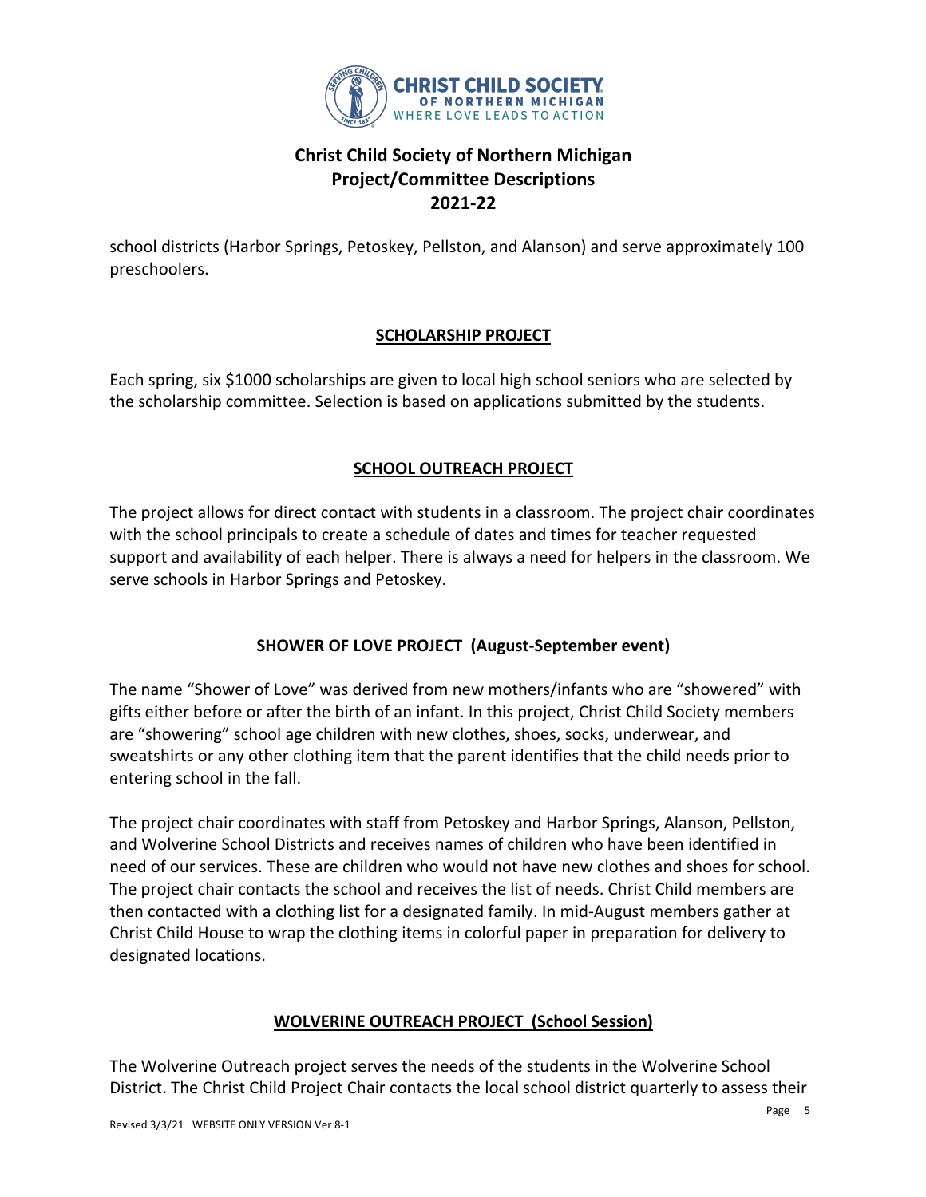school districts (Harbor Springs, Petoskey, Pellston, and Alanson) and serve approximately 100 preschoolers.

## SCHOLARSHIP PROJECT

Each spring, six $1000 scholarships are given to local high school seniors who are selected by the scholarship committee. Selection is based on applications submitted by the students.

## SCHOOL OUTREACH PROJECT

The project allows for direct contact with students in a classroom. The project chair coordinates with the school principals to create a schedule of dates and times for teacher requested support and availability of each helper. There is always a need for helpers in the classroom. We serve schools in Harbor Springs and Petoskey.

## SHOWER OF LOVE PROJECT (August-September event)

The name "Shower of Love" was derived from new mothers/infants who are "showered" with gifts either before or after the birth of an infant. In this project, Christ Child Society members are "showering" school age children with new clothes, shoes, socks, underwear, and sweatshirts or any other clothing item that the parent identifies that the child needs prior to entering school in the fall.

The project chair coordinates with staff from Petoskey and Harbor Springs, Alanson, Pellston, and Wolverine School Districts and receives names of children who have been identified in need of our services. These are children who would not have new clothes and shoes for school. The project chair contacts the school and receives the list of needs. Christ Child members are then contacted with a clothing list for a designated family. In mid-August members gather at Christ Child House to wrap the clothing items in colorful paper in preparation for delivery to designated locations.

## WOLVERINE OUTREACH PROJECT (School Session)

The Wolverine Outreach project serves the needs of the students in the Wolverine School District. The Christ Child Project Chair contacts the local school district quarterly to assess their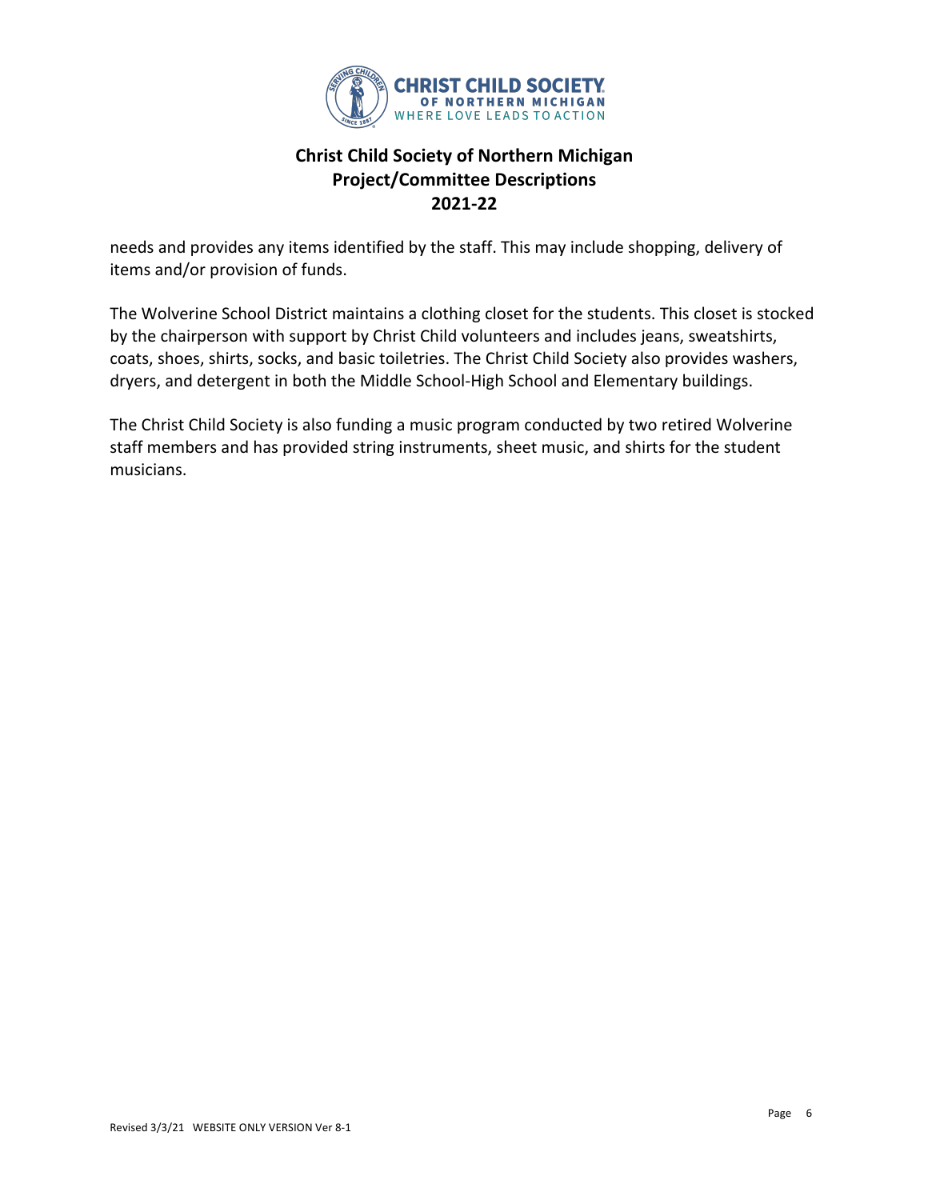needs and provides any items identified by the staff. This may include shopping, delivery of items and/or provision of funds.

The Wolverine School District maintains a clothing closet for the students. This closet is stocked by the chairperson with support by Christ Child volunteers and includes jeans, sweatshirts, coats, shoes, shirts, socks, and basic toiletries. The Christ Child Society also provides washers, dryers, and detergent in both the Middle School-High School and Elementary buildings.

The Christ Child Society is also funding a music program conducted by two retired Wolverine staff members and has provided string instruments, sheet music, and shirts for the student musicians.